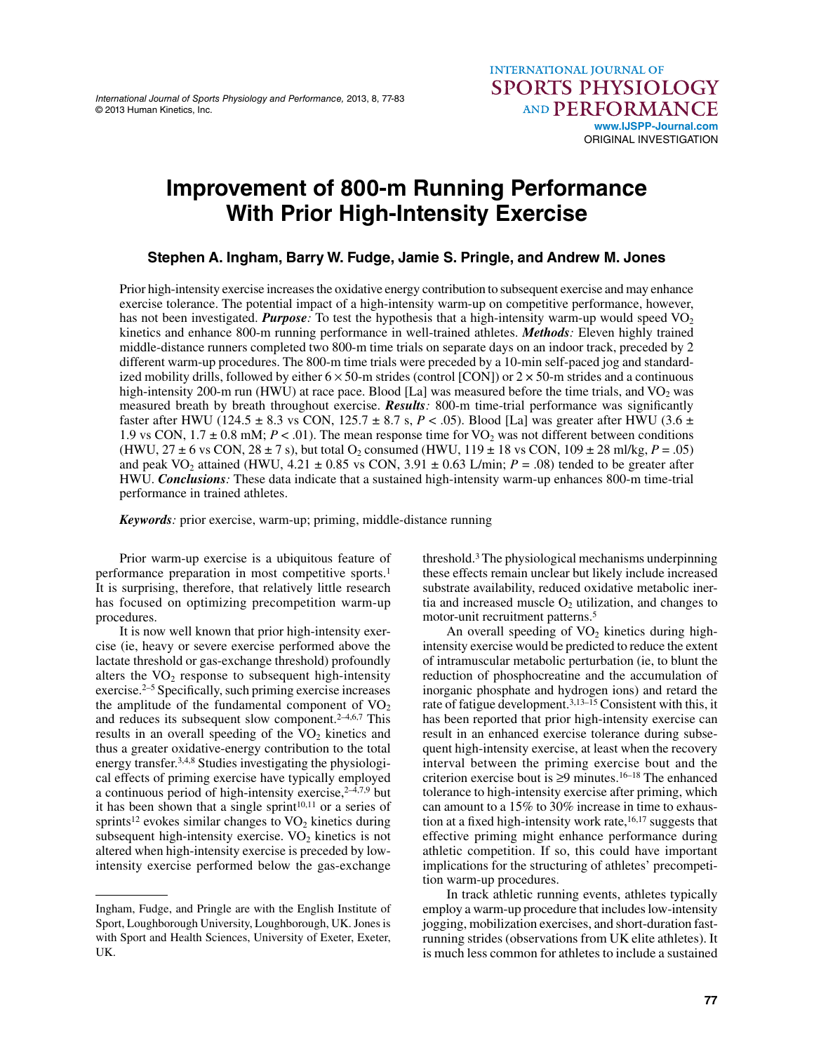ORIGINAL INVESTIGATION

# Improvement of 800-m Running Performance With Prior High-Intensity Exercise

**Stephen A. Ingham, Barry W. Fudge, Jamie S. Pringle, and Andrew M. Jones**

Prior high-intensity exercise increases the oxidative energy contribution to subsequent exercise and may enhance exercise tolerance. The potential impact of a high-intensity warm-up on competitive performance, however, has not been investigated. ***Purpose:*** To test the hypothesis that a high-intensity warm-up would speed $VO_2$ kinetics and enhance 800-m running performance in well-trained athletes. ***Methods:*** Eleven highly trained middle-distance runners completed two 800-m time trials on separate days on an indoor track, preceded by 2 different warm-up procedures. The 800-m time trials were preceded by a 10-min self-paced jog and standardized mobility drills, followed by either 6 × 50-m strides (control [CON]) or 2 × 50-m strides and a continuous high-intensity 200-m run (HWU) at race pace. Blood [La] was measured before the time trials, and $VO_2$ was measured breath by breath throughout exercise. ***Results:*** 800-m time-trial performance was significantly faster after HWU (124.5 ± 8.3 vs CON, 125.7 ± 8.7 s, $P < .05$). Blood [La] was greater after HWU (3.6 ± 1.9 vs CON, 1.7 ± 0.8 mM; $P < .01$). The mean response time for $VO_2$ was not different between conditions (HWU, 27 ± 6 vs CON, 28 ± 7 s), but total $O_2$ consumed (HWU, 119 ± 18 vs CON, 109 ± 28 ml/kg, $P = .05$) and peak $VO_2$ attained (HWU, 4.21 ± 0.85 vs CON, 3.91 ± 0.63 L/min; $P = .08$) tended to be greater after HWU. ***Conclusions:*** These data indicate that a sustained high-intensity warm-up enhances 800-m time-trial performance in trained athletes.

***Keywords:*** prior exercise, warm-up; priming, middle-distance running

Prior warm-up exercise is a ubiquitous feature of performance preparation in most competitive sports.[1] It is surprising, therefore, that relatively little research has focused on optimizing precompetition warm-up procedures.

It is now well known that prior high-intensity exercise (ie, heavy or severe exercise performed above the lactate threshold or gas-exchange threshold) profoundly alters the $VO_2$ response to subsequent high-intensity exercise.[2–5] Specifically, such priming exercise increases the amplitude of the fundamental component of $VO_2$ and reduces its subsequent slow component.[2–4,6,7] This results in an overall speeding of the $VO_2$ kinetics and thus a greater oxidative-energy contribution to the total energy transfer.[3,4,8] Studies investigating the physiological effects of priming exercise have typically employed a continuous period of high-intensity exercise,[2–4,7,9] but it has been shown that a single sprint[10,11] or a series of sprints[12] evokes similar changes to $VO_2$ kinetics during subsequent high-intensity exercise. $VO_2$ kinetics is not altered when high-intensity exercise is preceded by low-intensity exercise performed below the gas-exchange threshold.[3] The physiological mechanisms underpinning these effects remain unclear but likely include increased substrate availability, reduced oxidative metabolic inertia and increased muscle $O_2$ utilization, and changes to motor-unit recruitment patterns.[5]

An overall speeding of $VO_2$ kinetics during high-intensity exercise would be predicted to reduce the extent of intramuscular metabolic perturbation (ie, to blunt the reduction of phosphocreatine and the accumulation of inorganic phosphate and hydrogen ions) and retard the rate of fatigue development.[3,13–15] Consistent with this, it has been reported that prior high-intensity exercise can result in an enhanced exercise tolerance during subsequent high-intensity exercise, at least when the recovery interval between the priming exercise bout and the criterion exercise bout is ≥9 minutes.[16–18] The enhanced tolerance to high-intensity exercise after priming, which can amount to a 15% to 30% increase in time to exhaustion at a fixed high-intensity work rate,[16,17] suggests that effective priming might enhance performance during athletic competition. If so, this could have important implications for the structuring of athletes' precompetition warm-up procedures.

In track athletic running events, athletes typically employ a warm-up procedure that includes low-intensity jogging, mobilization exercises, and short-duration fast-running strides (observations from UK elite athletes). It is much less common for athletes to include a sustained

---

Ingham, Fudge, and Pringle are with the English Institute of Sport, Loughborough University, Loughborough, UK. Jones is with Sport and Health Sciences, University of Exeter, Exeter, UK.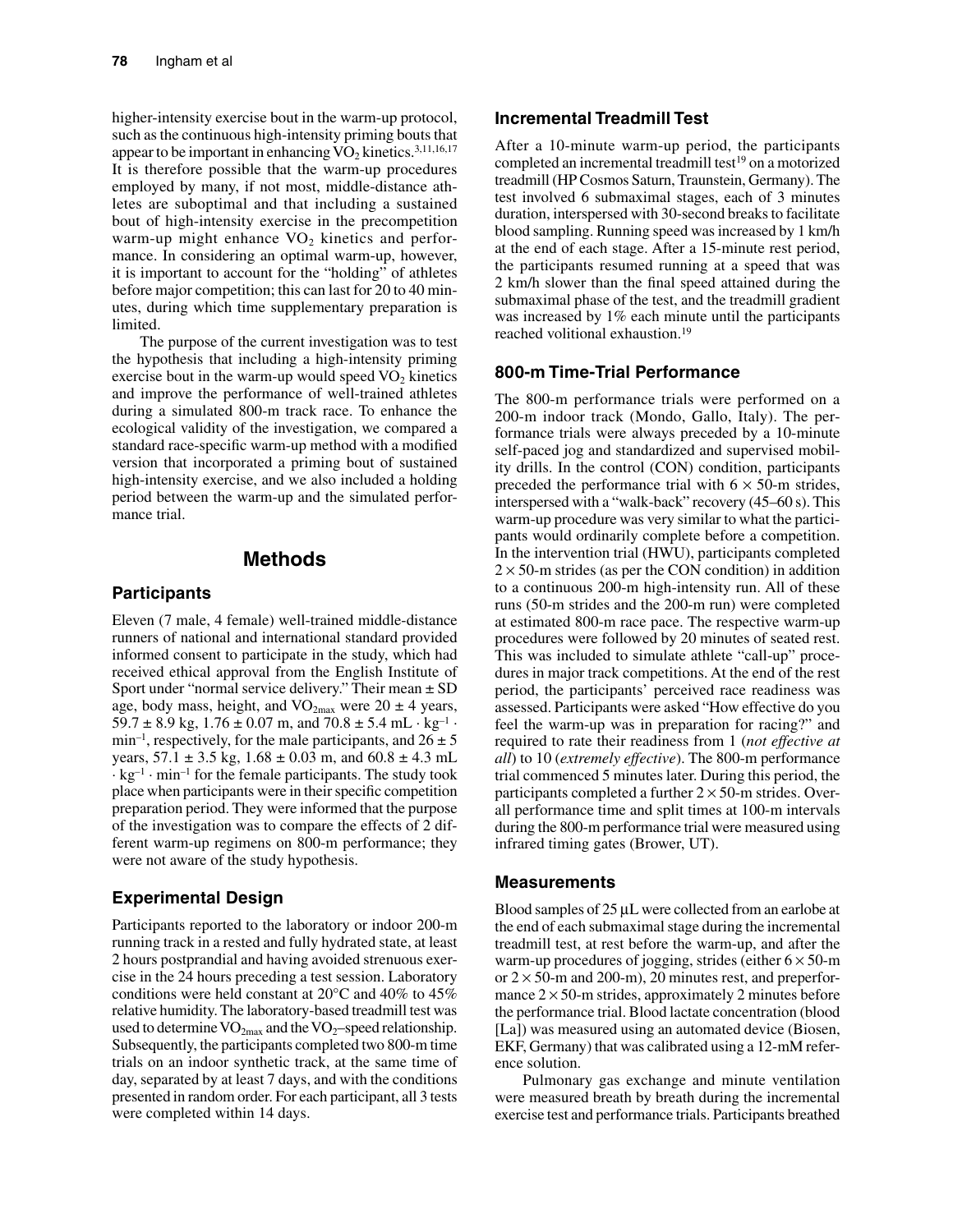higher-intensity exercise bout in the warm-up protocol, such as the continuous high-intensity priming bouts that appear to be important in enhancing $VO_2$ kinetics.[3,11,16,17] It is therefore possible that the warm-up procedures employed by many, if not most, middle-distance athletes are suboptimal and that including a sustained bout of high-intensity exercise in the precompetition warm-up might enhance $VO_2$ kinetics and performance. In considering an optimal warm-up, however, it is important to account for the "holding" of athletes before major competition; this can last for 20 to 40 minutes, during which time supplementary preparation is limited.

The purpose of the current investigation was to test the hypothesis that including a high-intensity priming exercise bout in the warm-up would speed $VO_2$ kinetics and improve the performance of well-trained athletes during a simulated 800-m track race. To enhance the ecological validity of the investigation, we compared a standard race-specific warm-up method with a modified version that incorporated a priming bout of sustained high-intensity exercise, and we also included a holding period between the warm-up and the simulated performance trial.

# Methods

## Participants

Eleven (7 male, 4 female) well-trained middle-distance runners of national and international standard provided informed consent to participate in the study, which had received ethical approval from the English Institute of Sport under "normal service delivery." Their mean ± SD age, body mass, height, and $VO_{2max}$ were 20 ± 4 years, 59.7 ± 8.9 kg, 1.76 ± 0.07 m, and 70.8 ± 5.4 $mL \cdot kg^{-1} \cdot min^{-1}$, respectively, for the male participants, and 26 ± 5 years, 57.1 ± 3.5 kg, 1.68 ± 0.03 m, and 60.8 ± 4.3 $mL \cdot kg^{-1} \cdot min^{-1}$ for the female participants. The study took place when participants were in their specific competition preparation period. They were informed that the purpose of the investigation was to compare the effects of 2 different warm-up regimens on 800-m performance; they were not aware of the study hypothesis.

## Experimental Design

Participants reported to the laboratory or indoor 200-m running track in a rested and fully hydrated state, at least 2 hours postprandial and having avoided strenuous exercise in the 24 hours preceding a test session. Laboratory conditions were held constant at 20°C and 40% to 45% relative humidity. The laboratory-based treadmill test was used to determine $VO_{2max}$ and the $VO_2$–speed relationship. Subsequently, the participants completed two 800-m time trials on an indoor synthetic track, at the same time of day, separated by at least 7 days, and with the conditions presented in random order. For each participant, all 3 tests were completed within 14 days.

## Incremental Treadmill Test

After a 10-minute warm-up period, the participants completed an incremental treadmill test[19] on a motorized treadmill (HP Cosmos Saturn, Traunstein, Germany). The test involved 6 submaximal stages, each of 3 minutes duration, interspersed with 30-second breaks to facilitate blood sampling. Running speed was increased by 1 km/h at the end of each stage. After a 15-minute rest period, the participants resumed running at a speed that was 2 km/h slower than the final speed attained during the submaximal phase of the test, and the treadmill gradient was increased by 1% each minute until the participants reached volitional exhaustion.[19]

## 800-m Time-Trial Performance

The 800-m performance trials were performed on a 200-m indoor track (Mondo, Gallo, Italy). The performance trials were always preceded by a 10-minute self-paced jog and standardized and supervised mobility drills. In the control (CON) condition, participants preceded the performance trial with 6 × 50-m strides, interspersed with a "walk-back" recovery (45–60 s). This warm-up procedure was very similar to what the participants would ordinarily complete before a competition. In the intervention trial (HWU), participants completed 2 × 50-m strides (as per the CON condition) in addition to a continuous 200-m high-intensity run. All of these runs (50-m strides and the 200-m run) were completed at estimated 800-m race pace. The respective warm-up procedures were followed by 20 minutes of seated rest. This was included to simulate athlete "call-up" procedures in major track competitions. At the end of the rest period, the participants' perceived race readiness was assessed. Participants were asked "How effective do you feel the warm-up was in preparation for racing?" and required to rate their readiness from 1 (*not effective at all*) to 10 (*extremely effective*). The 800-m performance trial commenced 5 minutes later. During this period, the participants completed a further 2 × 50-m strides. Overall performance time and split times at 100-m intervals during the 800-m performance trial were measured using infrared timing gates (Brower, UT).

## Measurements

Blood samples of 25 µL were collected from an earlobe at the end of each submaximal stage during the incremental treadmill test, at rest before the warm-up, and after the warm-up procedures of jogging, strides (either 6 × 50-m or 2 × 50-m and 200-m), 20 minutes rest, and preperformance 2 × 50-m strides, approximately 2 minutes before the performance trial. Blood lactate concentration (blood [La]) was measured using an automated device (Biosen, EKF, Germany) that was calibrated using a 12-mM reference solution.

Pulmonary gas exchange and minute ventilation were measured breath by breath during the incremental exercise test and performance trials. Participants breathed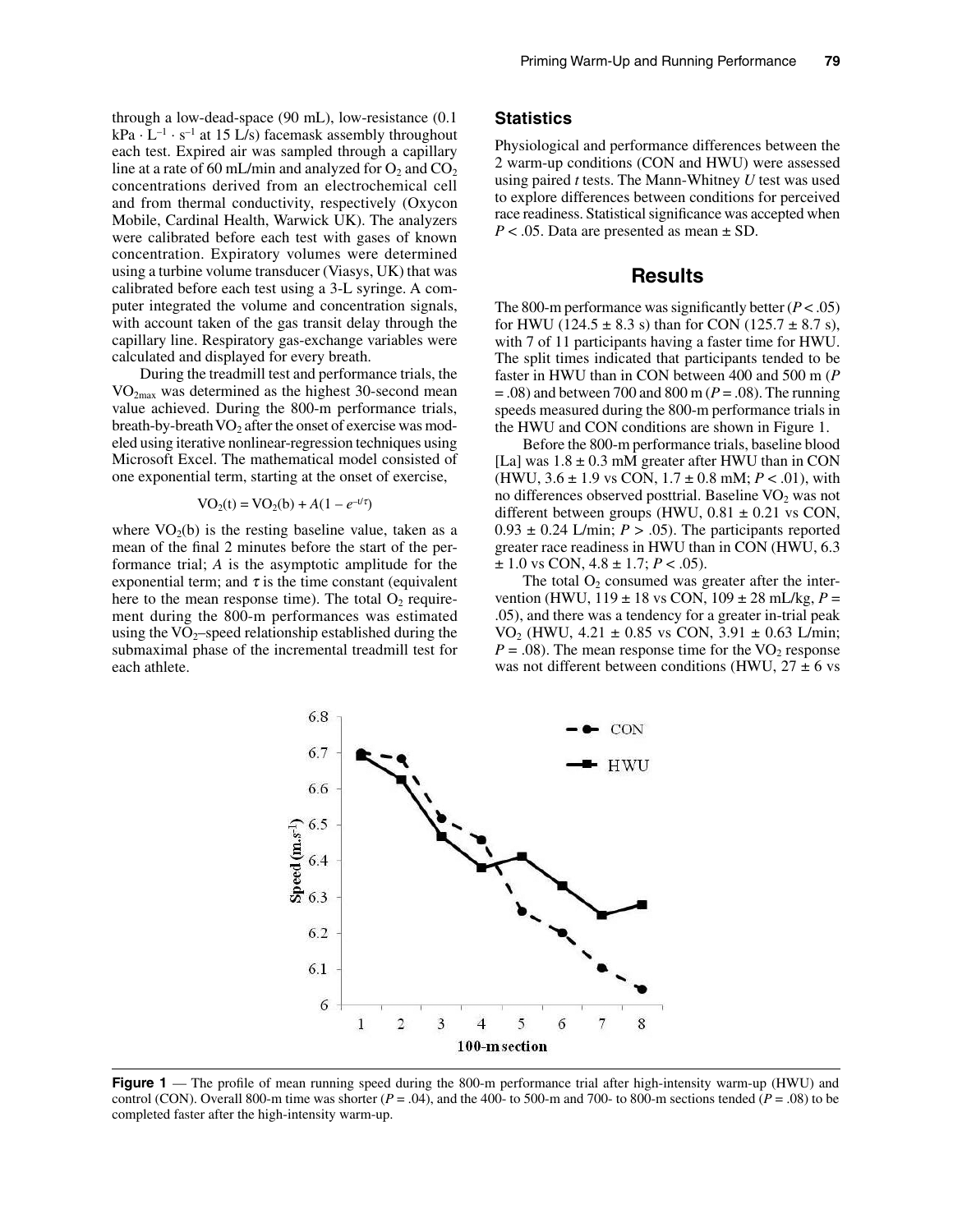through a low-dead-space (90 mL), low-resistance (0.1 kPa · $L^{-1}$ · $s^{-1}$ at 15 L/s) facemask assembly throughout each test. Expired air was sampled through a capillary line at a rate of 60 mL/min and analyzed for $O_2$ and $CO_2$ concentrations derived from an electrochemical cell and from thermal conductivity, respectively (Oxycon Mobile, Cardinal Health, Warwick UK). The analyzers were calibrated before each test with gases of known concentration. Expiratory volumes were determined using a turbine volume transducer (Viasys, UK) that was calibrated before each test using a 3-L syringe. A computer integrated the volume and concentration signals, with account taken of the gas transit delay through the capillary line. Respiratory gas-exchange variables were calculated and displayed for every breath.

During the treadmill test and performance trials, the $VO_{2max}$ was determined as the highest 30-second mean value achieved. During the 800-m performance trials, breath-by-breath $VO_2$ after the onset of exercise was modeled using iterative nonlinear-regression techniques using Microsoft Excel. The mathematical model consisted of one exponential term, starting at the onset of exercise,

$$VO_2(t) = VO_2(b) + A(1 - e^{-t/\tau})$$

where $VO_2(b)$ is the resting baseline value, taken as a mean of the final 2 minutes before the start of the performance trial; *A* is the asymptotic amplitude for the exponential term; and $\tau$ is the time constant (equivalent here to the mean response time). The total $O_2$ requirement during the 800-m performances was estimated using the $VO_2$–speed relationship established during the submaximal phase of the incremental treadmill test for each athlete.

### Statistics

Physiological and performance differences between the 2 warm-up conditions (CON and HWU) were assessed using paired *t* tests. The Mann-Whitney *U* test was used to explore differences between conditions for perceived race readiness. Statistical significance was accepted when $P < .05$. Data are presented as mean ± SD.

## Results

The 800-m performance was significantly better ($P < .05$) for HWU (124.5 ± 8.3 s) than for CON (125.7 ± 8.7 s), with 7 of 11 participants having a faster time for HWU. The split times indicated that participants tended to be faster in HWU than in CON between 400 and 500 m ($P = .08$) and between 700 and 800 m ($P = .08$). The running speeds measured during the 800-m performance trials in the HWU and CON conditions are shown in Figure 1.

Before the 800-m performance trials, baseline blood [La] was 1.8 ± 0.3 mM greater after HWU than in CON (HWU, 3.6 ± 1.9 vs CON, 1.7 ± 0.8 mM; $P < .01$), with no differences observed posttrial. Baseline $VO_2$ was not different between groups (HWU, 0.81 ± 0.21 vs CON, 0.93 ± 0.24 L/min; $P > .05$). The participants reported greater race readiness in HWU than in CON (HWU, 6.3 ± 1.0 vs CON, 4.8 ± 1.7; $P < .05$).

The total $O_2$ consumed was greater after the intervention (HWU, 119 ± 18 vs CON, 109 ± 28 mL/kg, $P = .05$), and there was a tendency for a greater in-trial peak $VO_2$ (HWU, 4.21 ± 0.85 vs CON, 3.91 ± 0.63 L/min; $P = .08$). The mean response time for the $VO_2$ response was not different between conditions (HWU, 27 ± 6 vs

**Figure 1** — The profile of mean running speed during the 800-m performance trial after high-intensity warm-up (HWU) and control (CON). Overall 800-m time was shorter ($P = .04$), and the 400- to 500-m and 700- to 800-m sections tended ($P = .08$) to be completed faster after the high-intensity warm-up.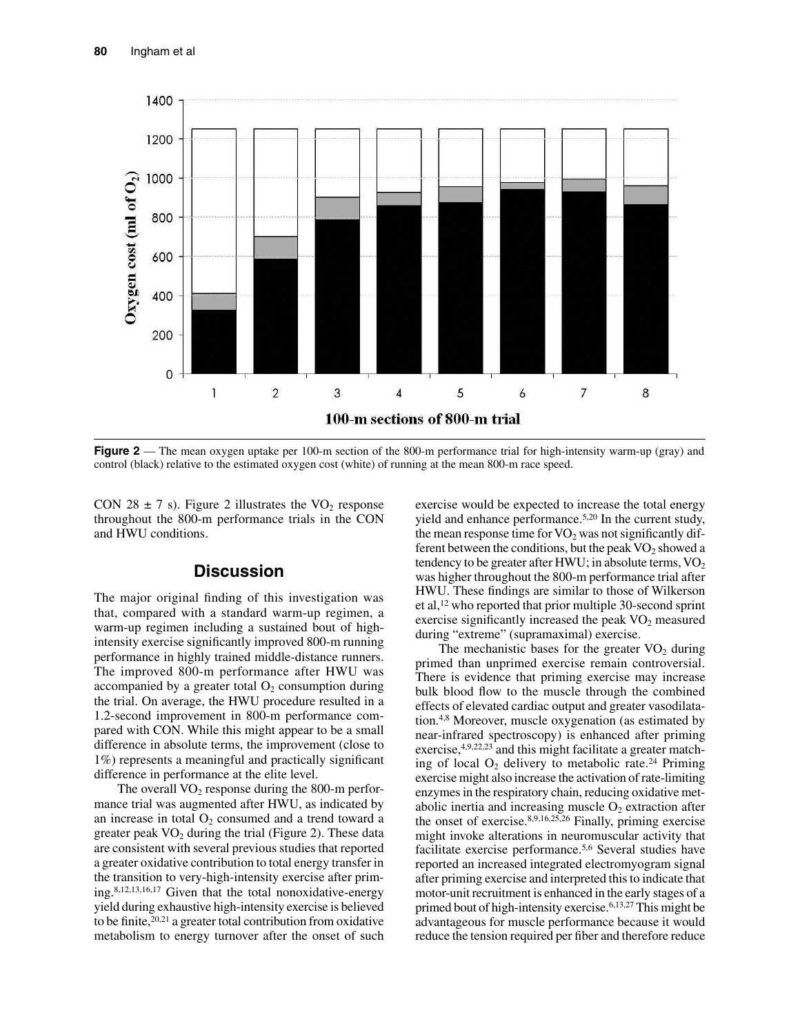**Figure 2** — The mean oxygen uptake per 100-m section of the 800-m performance trial for high-intensity warm-up (gray) and control (black) relative to the estimated oxygen cost (white) of running at the mean 800-m race speed.

CON 28 ± 7 s). Figure 2 illustrates the $VO_2$ response throughout the 800-m performance trials in the CON and HWU conditions.

## Discussion

The major original finding of this investigation was that, compared with a standard warm-up regimen, a warm-up regimen including a sustained bout of high-intensity exercise significantly improved 800-m running performance in highly trained middle-distance runners. The improved 800-m performance after HWU was accompanied by a greater total $O_2$ consumption during the trial. On average, the HWU procedure resulted in a 1.2-second improvement in 800-m performance compared with CON. While this might appear to be a small difference in absolute terms, the improvement (close to 1%) represents a meaningful and practically significant difference in performance at the elite level.

The overall $VO_2$ response during the 800-m performance trial was augmented after HWU, as indicated by an increase in total $O_2$ consumed and a trend toward a greater peak $VO_2$ during the trial (Figure 2). These data are consistent with several previous studies that reported a greater oxidative contribution to total energy transfer in the transition to very-high-intensity exercise after priming.[8,12,13,16,17] Given that the total nonoxidative-energy yield during exhaustive high-intensity exercise is believed to be finite,[20,21] a greater total contribution from oxidative metabolism to energy turnover after the onset of such exercise would be expected to increase the total energy yield and enhance performance.[5,20] In the current study, the mean response time for $VO_2$ was not significantly different between the conditions, but the peak $VO_2$ showed a tendency to be greater after HWU; in absolute terms, $VO_2$ was higher throughout the 800-m performance trial after HWU. These findings are similar to those of Wilkerson et al,[12] who reported that prior multiple 30-second sprint exercise significantly increased the peak $VO_2$ measured during "extreme" (supramaximal) exercise.

The mechanistic bases for the greater $VO_2$ during primed than unprimed exercise remain controversial. There is evidence that priming exercise may increase bulk blood flow to the muscle through the combined effects of elevated cardiac output and greater vasodilatation.[4,8] Moreover, muscle oxygenation (as estimated by near-infrared spectroscopy) is enhanced after priming exercise,[4,9,22,23] and this might facilitate a greater matching of local $O_2$ delivery to metabolic rate.[24] Priming exercise might also increase the activation of rate-limiting enzymes in the respiratory chain, reducing oxidative metabolic inertia and increasing muscle $O_2$ extraction after the onset of exercise.[8,9,16,25,26] Finally, priming exercise might invoke alterations in neuromuscular activity that facilitate exercise performance.[5,6] Several studies have reported an increased integrated electromyogram signal after priming exercise and interpreted this to indicate that motor-unit recruitment is enhanced in the early stages of a primed bout of high-intensity exercise.[6,13,27] This might be advantageous for muscle performance because it would reduce the tension required per fiber and therefore reduce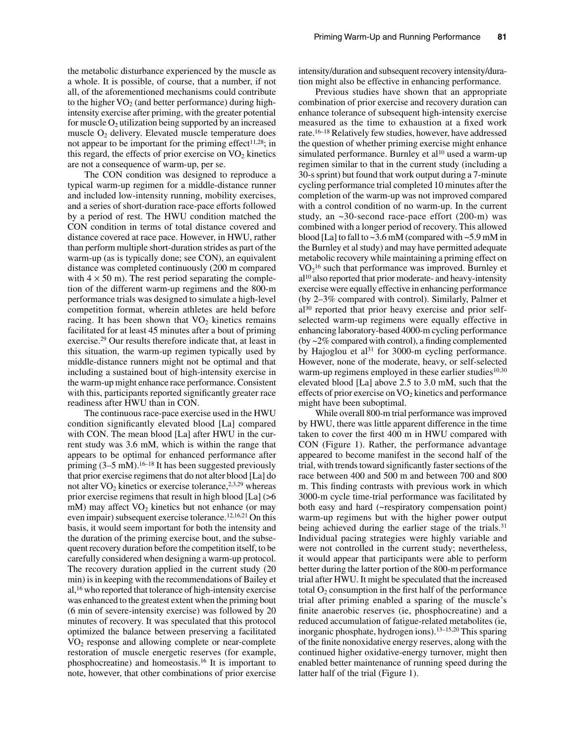the metabolic disturbance experienced by the muscle as a whole. It is possible, of course, that a number, if not all, of the aforementioned mechanisms could contribute to the higher $VO_2$ (and better performance) during high-intensity exercise after priming, with the greater potential for muscle $O_2$ utilization being supported by an increased muscle $O_2$ delivery. Elevated muscle temperature does not appear to be important for the priming effect[11,28]; in this regard, the effects of prior exercise on $VO_2$ kinetics are not a consequence of warm-up, per se.

The CON condition was designed to reproduce a typical warm-up regimen for a middle-distance runner and included low-intensity running, mobility exercises, and a series of short-duration race-pace efforts followed by a period of rest. The HWU condition matched the CON condition in terms of total distance covered and distance covered at race pace. However, in HWU, rather than perform multiple short-duration strides as part of the warm-up (as is typically done; see CON), an equivalent distance was completed continuously (200 m compared with 4 × 50 m). The rest period separating the completion of the different warm-up regimens and the 800-m performance trials was designed to simulate a high-level competition format, wherein athletes are held before racing. It has been shown that $VO_2$ kinetics remains facilitated for at least 45 minutes after a bout of priming exercise.[29] Our results therefore indicate that, at least in this situation, the warm-up regimen typically used by middle-distance runners might not be optimal and that including a sustained bout of high-intensity exercise in the warm-up might enhance race performance. Consistent with this, participants reported significantly greater race readiness after HWU than in CON.

The continuous race-pace exercise used in the HWU condition significantly elevated blood [La] compared with CON. The mean blood [La] after HWU in the current study was 3.6 mM, which is within the range that appears to be optimal for enhanced performance after priming (3–5 mM).[16–18] It has been suggested previously that prior exercise regimens that do not alter blood [La] do not alter $VO_2$ kinetics or exercise tolerance,[2,3,29] whereas prior exercise regimens that result in high blood [La] (>6 mM) may affect $VO_2$ kinetics but not enhance (or may even impair) subsequent exercise tolerance.[12,16,21] On this basis, it would seem important for both the intensity and the duration of the priming exercise bout, and the subsequent recovery duration before the competition itself, to be carefully considered when designing a warm-up protocol. The recovery duration applied in the current study (20 min) is in keeping with the recommendations of Bailey et al,[16] who reported that tolerance of high-intensity exercise was enhanced to the greatest extent when the priming bout (6 min of severe-intensity exercise) was followed by 20 minutes of recovery. It was speculated that this protocol optimized the balance between preserving a facilitated $VO_2$ response and allowing complete or near-complete restoration of muscle energetic reserves (for example, phosphocreatine) and homeostasis.[16] It is important to note, however, that other combinations of prior exercise intensity/duration and subsequent recovery intensity/duration might also be effective in enhancing performance.

Previous studies have shown that an appropriate combination of prior exercise and recovery duration can enhance tolerance of subsequent high-intensity exercise measured as the time to exhaustion at a fixed work rate.[16–18] Relatively few studies, however, have addressed the question of whether priming exercise might enhance simulated performance. Burnley et al[10] used a warm-up regimen similar to that in the current study (including a 30-s sprint) but found that work output during a 7-minute cycling performance trial completed 10 minutes after the completion of the warm-up was not improved compared with a control condition of no warm-up. In the current study, an ~30-second race-pace effort (200-m) was combined with a longer period of recovery. This allowed blood [La] to fall to ~3.6 mM (compared with ~5.9 mM in the Burnley et al study) and may have permitted adequate metabolic recovery while maintaining a priming effect on $VO_2$[16] such that performance was improved. Burnley et al[10] also reported that prior moderate- and heavy-intensity exercise were equally effective in enhancing performance (by 2–3% compared with control). Similarly, Palmer et al[30] reported that prior heavy exercise and prior self-selected warm-up regimens were equally effective in enhancing laboratory-based 4000-m cycling performance (by ~2% compared with control), a finding complemented by Hajoglou et al[31] for 3000-m cycling performance. However, none of the moderate, heavy, or self-selected warm-up regimens employed in these earlier studies[10,30] elevated blood [La] above 2.5 to 3.0 mM, such that the effects of prior exercise on $VO_2$ kinetics and performance might have been suboptimal.

While overall 800-m trial performance was improved by HWU, there was little apparent difference in the time taken to cover the first 400 m in HWU compared with CON (Figure 1). Rather, the performance advantage appeared to become manifest in the second half of the trial, with trends toward significantly faster sections of the race between 400 and 500 m and between 700 and 800 m. This finding contrasts with previous work in which 3000-m cycle time-trial performance was facilitated by both easy and hard (~respiratory compensation point) warm-up regimens but with the higher power output being achieved during the earlier stage of the trials.[31] Individual pacing strategies were highly variable and were not controlled in the current study; nevertheless, it would appear that participants were able to perform better during the latter portion of the 800-m performance trial after HWU. It might be speculated that the increased total $O_2$ consumption in the first half of the performance trial after priming enabled a sparing of the muscle's finite anaerobic reserves (ie, phosphocreatine) and a reduced accumulation of fatigue-related metabolites (ie, inorganic phosphate, hydrogen ions).[13–15,20] This sparing of the finite nonoxidative energy reserves, along with the continued higher oxidative-energy turnover, might then enabled better maintenance of running speed during the latter half of the trial (Figure 1).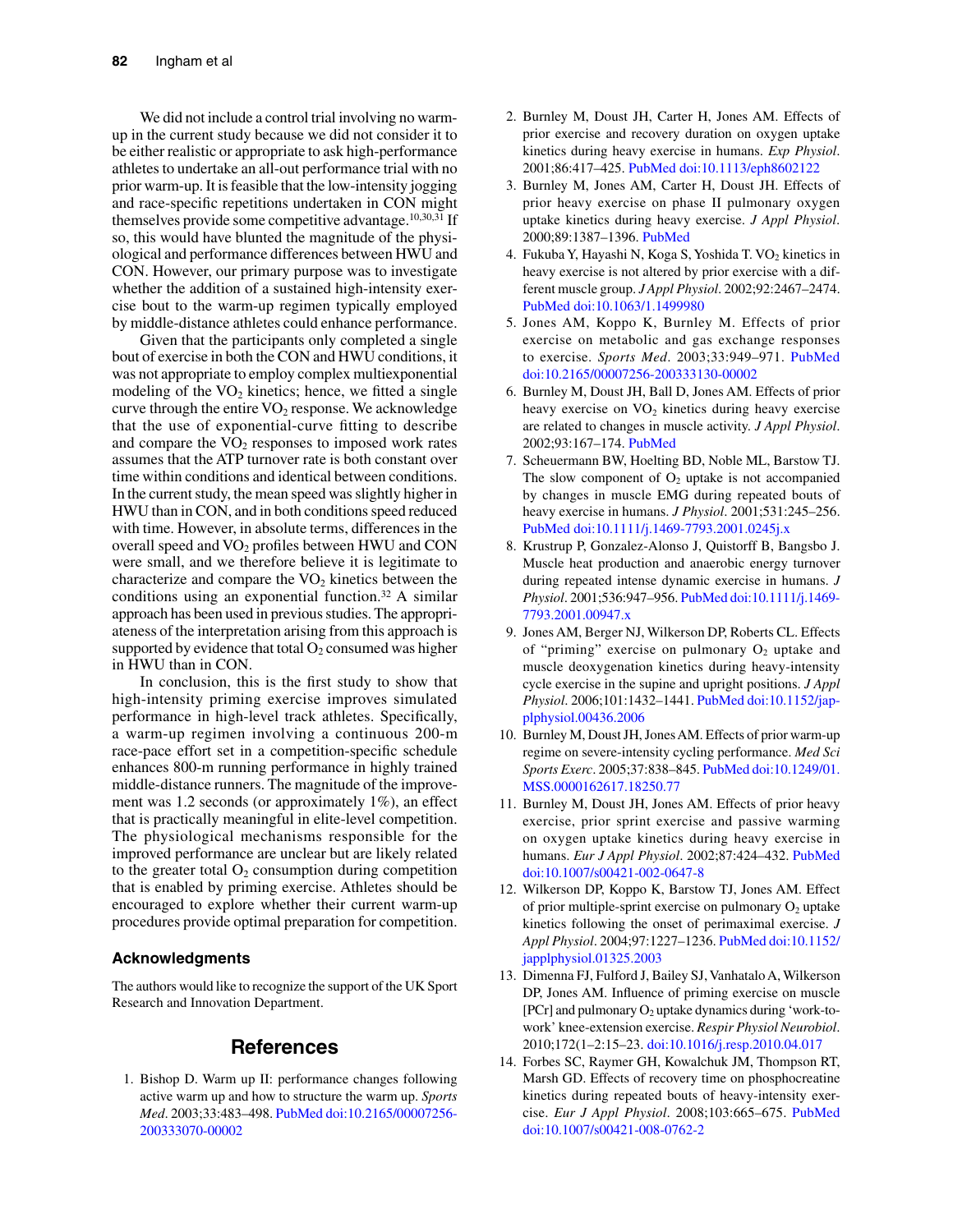We did not include a control trial involving no warm-up in the current study because we did not consider it to be either realistic or appropriate to ask high-performance athletes to undertake an all-out performance trial with no prior warm-up. It is feasible that the low-intensity jogging and race-specific repetitions undertaken in CON might themselves provide some competitive advantage.[10,30,31] If so, this would have blunted the magnitude of the physiological and performance differences between HWU and CON. However, our primary purpose was to investigate whether the addition of a sustained high-intensity exercise bout to the warm-up regimen typically employed by middle-distance athletes could enhance performance.

Given that the participants only completed a single bout of exercise in both the CON and HWU conditions, it was not appropriate to employ complex multiexponential modeling of the $VO_2$ kinetics; hence, we fitted a single curve through the entire $VO_2$ response. We acknowledge that the use of exponential-curve fitting to describe and compare the $VO_2$ responses to imposed work rates assumes that the ATP turnover rate is both constant over time within conditions and identical between conditions. In the current study, the mean speed was slightly higher in HWU than in CON, and in both conditions speed reduced with time. However, in absolute terms, differences in the overall speed and $VO_2$ profiles between HWU and CON were small, and we therefore believe it is legitimate to characterize and compare the $VO_2$ kinetics between the conditions using an exponential function.[32] A similar approach has been used in previous studies. The appropriateness of the interpretation arising from this approach is supported by evidence that total $O_2$ consumed was higher in HWU than in CON.

In conclusion, this is the first study to show that high-intensity priming exercise improves simulated performance in high-level track athletes. Specifically, a warm-up regimen involving a continuous 200-m race-pace effort set in a competition-specific schedule enhances 800-m running performance in highly trained middle-distance runners. The magnitude of the improvement was 1.2 seconds (or approximately 1%), an effect that is practically meaningful in elite-level competition. The physiological mechanisms responsible for the improved performance are unclear but are likely related to the greater total $O_2$ consumption during competition that is enabled by priming exercise. Athletes should be encouraged to explore whether their current warm-up procedures provide optimal preparation for competition.

### Acknowledgments

The authors would like to recognize the support of the UK Sport Research and Innovation Department.

## References

1. Bishop D. Warm up II: performance changes following active warm up and how to structure the warm up. *Sports Med*. 2003;33:483–498. PubMed doi:10.2165/00007256-200333070-00002
2. Burnley M, Doust JH, Carter H, Jones AM. Effects of prior exercise and recovery duration on oxygen uptake kinetics during heavy exercise in humans. *Exp Physiol*. 2001;86:417–425. PubMed doi:10.1113/eph8602122
3. Burnley M, Jones AM, Carter H, Doust JH. Effects of prior heavy exercise on phase II pulmonary oxygen uptake kinetics during heavy exercise. *J Appl Physiol*. 2000;89:1387–1396. PubMed
4. Fukuba Y, Hayashi N, Koga S, Yoshida T. $VO_2$ kinetics in heavy exercise is not altered by prior exercise with a different muscle group. *J Appl Physiol*. 2002;92:2467–2474. PubMed doi:10.1063/1.1499980
5. Jones AM, Koppo K, Burnley M. Effects of prior exercise on metabolic and gas exchange responses to exercise. *Sports Med*. 2003;33:949–971. PubMed doi:10.2165/00007256-200333130-00002
6. Burnley M, Doust JH, Ball D, Jones AM. Effects of prior heavy exercise on $VO_2$ kinetics during heavy exercise are related to changes in muscle activity. *J Appl Physiol*. 2002;93:167–174. PubMed
7. Scheuermann BW, Hoelting BD, Noble ML, Barstow TJ. The slow component of $O_2$ uptake is not accompanied by changes in muscle EMG during repeated bouts of heavy exercise in humans. *J Physiol*. 2001;531:245–256. PubMed doi:10.1111/j.1469-7793.2001.0245j.x
8. Krustrup P, Gonzalez-Alonso J, Quistorff B, Bangsbo J. Muscle heat production and anaerobic energy turnover during repeated intense dynamic exercise in humans. *J Physiol*. 2001;536:947–956. PubMed doi:10.1111/j.1469-7793.2001.00947.x
9. Jones AM, Berger NJ, Wilkerson DP, Roberts CL. Effects of "priming" exercise on pulmonary $O_2$ uptake and muscle deoxygenation kinetics during heavy-intensity cycle exercise in the supine and upright positions. *J Appl Physiol*. 2006;101:1432–1441. PubMed doi:10.1152/japplphysiol.00436.2006
10. Burnley M, Doust JH, Jones AM. Effects of prior warm-up regime on severe-intensity cycling performance. *Med Sci Sports Exerc*. 2005;37:838–845. PubMed doi:10.1249/01.MSS.0000162617.18250.77
11. Burnley M, Doust JH, Jones AM. Effects of prior heavy exercise, prior sprint exercise and passive warming on oxygen uptake kinetics during heavy exercise in humans. *Eur J Appl Physiol*. 2002;87:424–432. PubMed doi:10.1007/s00421-002-0647-8
12. Wilkerson DP, Koppo K, Barstow TJ, Jones AM. Effect of prior multiple-sprint exercise on pulmonary $O_2$ uptake kinetics following the onset of perimaximal exercise. *J Appl Physiol*. 2004;97:1227–1236. PubMed doi:10.1152/japplphysiol.01325.2003
13. Dimenna FJ, Fulford J, Bailey SJ, Vanhatalo A, Wilkerson DP, Jones AM. Influence of priming exercise on muscle [PCr] and pulmonary $O_2$ uptake dynamics during 'work-to-work' knee-extension exercise. *Respir Physiol Neurobiol*. 2010;172(1–2:15–23. doi:10.1016/j.resp.2010.04.017
14. Forbes SC, Raymer GH, Kowalchuk JM, Thompson RT, Marsh GD. Effects of recovery time on phosphocreatine kinetics during repeated bouts of heavy-intensity exercise. *Eur J Appl Physiol*. 2008;103:665–675. PubMed doi:10.1007/s00421-008-0762-2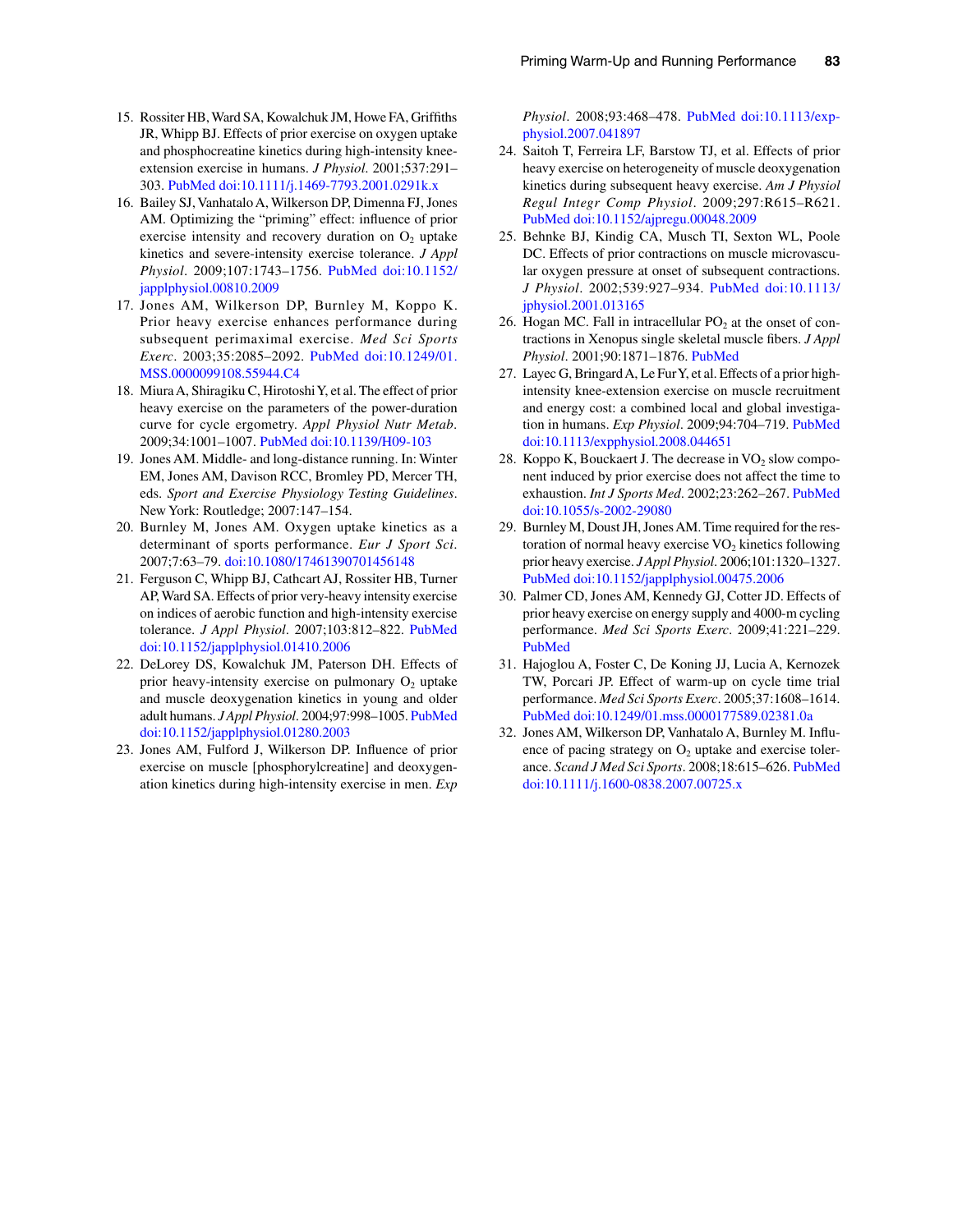15. Rossiter HB, Ward SA, Kowalchuk JM, Howe FA, Griffiths JR, Whipp BJ. Effects of prior exercise on oxygen uptake and phosphocreatine kinetics during high-intensity knee-extension exercise in humans. *J Physiol*. 2001;537:291–303. PubMed doi:10.1111/j.1469-7793.2001.0291k.x
16. Bailey SJ, Vanhatalo A, Wilkerson DP, Dimenna FJ, Jones AM. Optimizing the "priming" effect: influence of prior exercise intensity and recovery duration on $O_2$ uptake kinetics and severe-intensity exercise tolerance. *J Appl Physiol*. 2009;107:1743–1756. PubMed doi:10.1152/japplphysiol.00810.2009
17. Jones AM, Wilkerson DP, Burnley M, Koppo K. Prior heavy exercise enhances performance during subsequent perimaximal exercise. *Med Sci Sports Exerc*. 2003;35:2085–2092. PubMed doi:10.1249/01.MSS.0000099108.55944.C4
18. Miura A, Shiragiku C, Hirotoshi Y, et al. The effect of prior heavy exercise on the parameters of the power-duration curve for cycle ergometry. *Appl Physiol Nutr Metab*. 2009;34:1001–1007. PubMed doi:10.1139/H09-103
19. Jones AM. Middle- and long-distance running. In: Winter EM, Jones AM, Davison RCC, Bromley PD, Mercer TH, eds. *Sport and Exercise Physiology Testing Guidelines*. New York: Routledge; 2007:147–154.
20. Burnley M, Jones AM. Oxygen uptake kinetics as a determinant of sports performance. *Eur J Sport Sci*. 2007;7:63–79. doi:10.1080/17461390701456148
21. Ferguson C, Whipp BJ, Cathcart AJ, Rossiter HB, Turner AP, Ward SA. Effects of prior very-heavy intensity exercise on indices of aerobic function and high-intensity exercise tolerance. *J Appl Physiol*. 2007;103:812–822. PubMed doi:10.1152/japplphysiol.01410.2006
22. DeLorey DS, Kowalchuk JM, Paterson DH. Effects of prior heavy-intensity exercise on pulmonary $O_2$ uptake and muscle deoxygenation kinetics in young and older adult humans. *J Appl Physiol*. 2004;97:998–1005. PubMed doi:10.1152/japplphysiol.01280.2003
23. Jones AM, Fulford J, Wilkerson DP. Influence of prior exercise on muscle [phosphorylcreatine] and deoxygenation kinetics during high-intensity exercise in men. *Exp Physiol*. 2008;93:468–478. PubMed doi:10.1113/expphysiol.2007.041897
24. Saitoh T, Ferreira LF, Barstow TJ, et al. Effects of prior heavy exercise on heterogeneity of muscle deoxygenation kinetics during subsequent heavy exercise. *Am J Physiol Regul Integr Comp Physiol*. 2009;297:R615–R621. PubMed doi:10.1152/ajpregu.00048.2009
25. Behnke BJ, Kindig CA, Musch TI, Sexton WL, Poole DC. Effects of prior contractions on muscle microvascular oxygen pressure at onset of subsequent contractions. *J Physiol*. 2002;539:927–934. PubMed doi:10.1113/jphysiol.2001.013165
26. Hogan MC. Fall in intracellular $PO_2$ at the onset of contractions in Xenopus single skeletal muscle fibers. *J Appl Physiol*. 2001;90:1871–1876. PubMed
27. Layec G, Bringard A, Le Fur Y, et al. Effects of a prior high-intensity knee-extension exercise on muscle recruitment and energy cost: a combined local and global investigation in humans. *Exp Physiol*. 2009;94:704–719. PubMed doi:10.1113/expphysiol.2008.044651
28. Koppo K, Bouckaert J. The decrease in $VO_2$ slow component induced by prior exercise does not affect the time to exhaustion. *Int J Sports Med*. 2002;23:262–267. PubMed doi:10.1055/s-2002-29080
29. Burnley M, Doust JH, Jones AM. Time required for the restoration of normal heavy exercise $VO_2$ kinetics following prior heavy exercise. *J Appl Physiol*. 2006;101:1320–1327. PubMed doi:10.1152/japplphysiol.00475.2006
30. Palmer CD, Jones AM, Kennedy GJ, Cotter JD. Effects of prior heavy exercise on energy supply and 4000-m cycling performance. *Med Sci Sports Exerc*. 2009;41:221–229. PubMed
31. Hajoglou A, Foster C, De Koning JJ, Lucia A, Kernozek TW, Porcari JP. Effect of warm-up on cycle time trial performance. *Med Sci Sports Exerc*. 2005;37:1608–1614. PubMed doi:10.1249/01.mss.0000177589.02381.0a
32. Jones AM, Wilkerson DP, Vanhatalo A, Burnley M. Influence of pacing strategy on $O_2$ uptake and exercise tolerance. *Scand J Med Sci Sports*. 2008;18:615–626. PubMed doi:10.1111/j.1600-0838.2007.00725.x